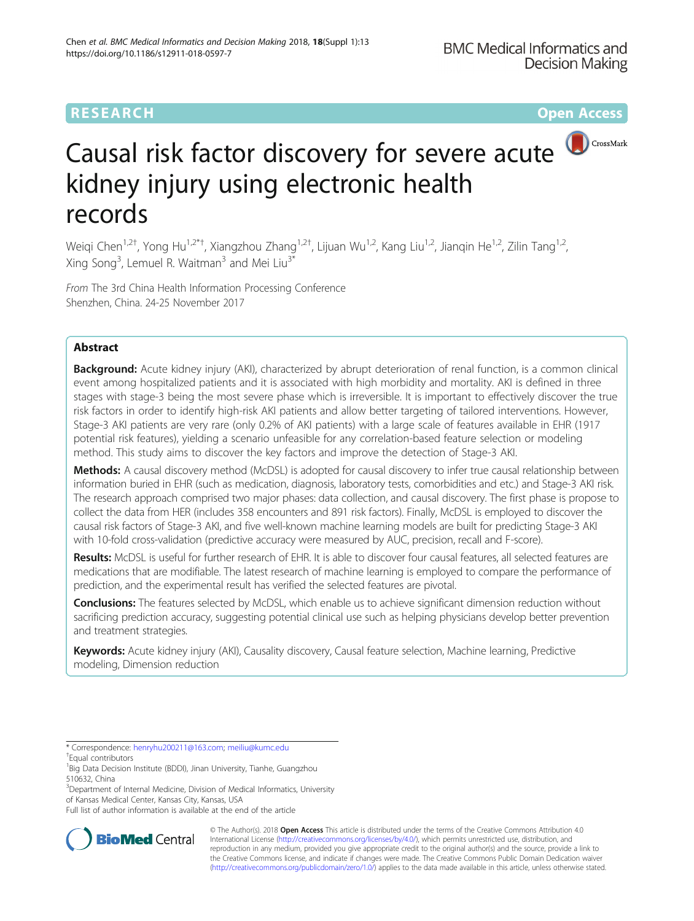RESEARCH Open Access

# Causal risk factor discovery for severe acute kidney injury using electronic health records

Weiqi Chen[1,2†], Yong Hu[1,2*†], Xiangzhou Zhang[1,2†], Lijuan Wu[1,2], Kang Liu[1,2], Jianqin He[1,2], Zilin Tang[1,2], Xing Song[3], Lemuel R. Waitman[3] and Mei Liu[3*]

*From* The 3rd China Health Information Processing Conference
Shenzhen, China. 24-25 November 2017

## Abstract

**Background:** Acute kidney injury (AKI), characterized by abrupt deterioration of renal function, is a common clinical event among hospitalized patients and it is associated with high morbidity and mortality. AKI is defined in three stages with stage-3 being the most severe phase which is irreversible. It is important to effectively discover the true risk factors in order to identify high-risk AKI patients and allow better targeting of tailored interventions. However, Stage-3 AKI patients are very rare (only 0.2% of AKI patients) with a large scale of features available in EHR (1917 potential risk features), yielding a scenario unfeasible for any correlation-based feature selection or modeling method. This study aims to discover the key factors and improve the detection of Stage-3 AKI.

**Methods:** A causal discovery method (McDSL) is adopted for causal discovery to infer true causal relationship between information buried in EHR (such as medication, diagnosis, laboratory tests, comorbidities and etc.) and Stage-3 AKI risk. The research approach comprised two major phases: data collection, and causal discovery. The first phase is propose to collect the data from HER (includes 358 encounters and 891 risk factors). Finally, McDSL is employed to discover the causal risk factors of Stage-3 AKI, and five well-known machine learning models are built for predicting Stage-3 AKI with 10-fold cross-validation (predictive accuracy were measured by AUC, precision, recall and F-score).

**Results:** McDSL is useful for further research of EHR. It is able to discover four causal features, all selected features are medications that are modifiable. The latest research of machine learning is employed to compare the performance of prediction, and the experimental result has verified the selected features are pivotal.

**Conclusions:** The features selected by McDSL, which enable us to achieve significant dimension reduction without sacrificing prediction accuracy, suggesting potential clinical use such as helping physicians develop better prevention and treatment strategies.

**Keywords:** Acute kidney injury (AKI), Causality discovery, Causal feature selection, Machine learning, Predictive modeling, Dimension reduction

---

\* Correspondence: henryhu200211@163.com; meiliu@kumc.edu
†Equal contributors
[1]Big Data Decision Institute (BDDI), Jinan University, Tianhe, Guangzhou 510632, China
[3]Department of Internal Medicine, Division of Medical Informatics, University of Kansas Medical Center, Kansas City, Kansas, USA
Full list of author information is available at the end of the article

© The Author(s). 2018 **Open Access** This article is distributed under the terms of the Creative Commons Attribution 4.0 International License (http://creativecommons.org/licenses/by/4.0/), which permits unrestricted use, distribution, and reproduction in any medium, provided you give appropriate credit to the original author(s) and the source, provide a link to the Creative Commons license, and indicate if changes were made. The Creative Commons Public Domain Dedication waiver (http://creativecommons.org/publicdomain/zero/1.0/) applies to the data made available in this article, unless otherwise stated.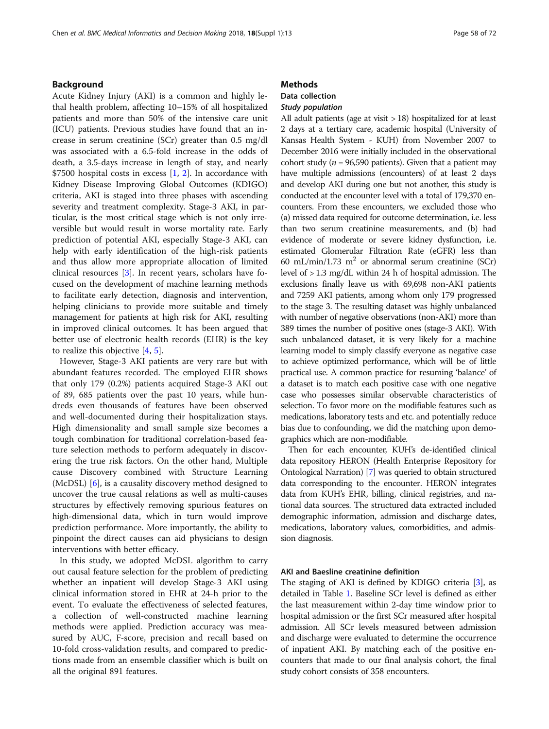## Background

Acute Kidney Injury (AKI) is a common and highly lethal health problem, affecting 10–15% of all hospitalized patients and more than 50% of the intensive care unit (ICU) patients. Previous studies have found that an increase in serum creatinine (SCr) greater than 0.5 mg/dl was associated with a 6.5-fold increase in the odds of death, a 3.5-days increase in length of stay, and nearly $7500 hospital costs in excess [1, 2]. In accordance with Kidney Disease Improving Global Outcomes (KDIGO) criteria, AKI is staged into three phases with ascending severity and treatment complexity. Stage-3 AKI, in particular, is the most critical stage which is not only irreversible but would result in worse mortality rate. Early prediction of potential AKI, especially Stage-3 AKI, can help with early identification of the high-risk patients and thus allow more appropriate allocation of limited clinical resources [3]. In recent years, scholars have focused on the development of machine learning methods to facilitate early detection, diagnosis and intervention, helping clinicians to provide more suitable and timely management for patients at high risk for AKI, resulting in improved clinical outcomes. It has been argued that better use of electronic health records (EHR) is the key to realize this objective [4, 5].

However, Stage-3 AKI patients are very rare but with abundant features recorded. The employed EHR shows that only 179 (0.2%) patients acquired Stage-3 AKI out of 89, 685 patients over the past 10 years, while hundreds even thousands of features have been observed and well-documented during their hospitalization stays. High dimensionality and small sample size becomes a tough combination for traditional correlation-based feature selection methods to perform adequately in discovering the true risk factors. On the other hand, Multiple cause Discovery combined with Structure Learning (McDSL) [6], is a causality discovery method designed to uncover the true causal relations as well as multi-causes structures by effectively removing spurious features on high-dimensional data, which in turn would improve prediction performance. More importantly, the ability to pinpoint the direct causes can aid physicians to design interventions with better efficacy.

In this study, we adopted McDSL algorithm to carry out causal feature selection for the problem of predicting whether an inpatient will develop Stage-3 AKI using clinical information stored in EHR at 24-h prior to the event. To evaluate the effectiveness of selected features, a collection of well-constructed machine learning methods were applied. Prediction accuracy was measured by AUC, F-score, precision and recall based on 10-fold cross-validation results, and compared to predictions made from an ensemble classifier which is built on all the original 891 features.

## Methods

### Data collection

#### *Study population*

All adult patients (age at visit > 18) hospitalized for at least 2 days at a tertiary care, academic hospital (University of Kansas Health System - KUH) from November 2007 to December 2016 were initially included in the observational cohort study ($n$ = 96,590 patients). Given that a patient may have multiple admissions (encounters) of at least 2 days and develop AKI during one but not another, this study is conducted at the encounter level with a total of 179,370 encounters. From these encounters, we excluded those who (a) missed data required for outcome determination, i.e. less than two serum creatinine measurements, and (b) had evidence of moderate or severe kidney dysfunction, i.e. estimated Glomerular Filtration Rate (eGFR) less than 60 mL/min/1.73 $m^2$ or abnormal serum creatinine (SCr) level of > 1.3 mg/dL within 24 h of hospital admission. The exclusions finally leave us with 69,698 non-AKI patients and 7259 AKI patients, among whom only 179 progressed to the stage 3. The resulting dataset was highly unbalanced with number of negative observations (non-AKI) more than 389 times the number of positive ones (stage-3 AKI). With such unbalanced dataset, it is very likely for a machine learning model to simply classify everyone as negative case to achieve optimized performance, which will be of little practical use. A common practice for resuming 'balance' of a dataset is to match each positive case with one negative case who possesses similar observable characteristics of selection. To favor more on the modifiable features such as medications, laboratory tests and etc. and potentially reduce bias due to confounding, we did the matching upon demographics which are non-modifiable.

Then for each encounter, KUH's de-identified clinical data repository HERON (Health Enterprise Repository for Ontological Narration) [7] was queried to obtain structured data corresponding to the encounter. HERON integrates data from KUH's EHR, billing, clinical registries, and national data sources. The structured data extracted included demographic information, admission and discharge dates, medications, laboratory values, comorbidities, and admission diagnosis.

### AKI and Baesline creatinine definition

The staging of AKI is defined by KDIGO criteria [3], as detailed in Table 1. Baseline SCr level is defined as either the last measurement within 2-day time window prior to hospital admission or the first SCr measured after hospital admission. All SCr levels measured between admission and discharge were evaluated to determine the occurrence of inpatient AKI. By matching each of the positive encounters that made to our final analysis cohort, the final study cohort consists of 358 encounters.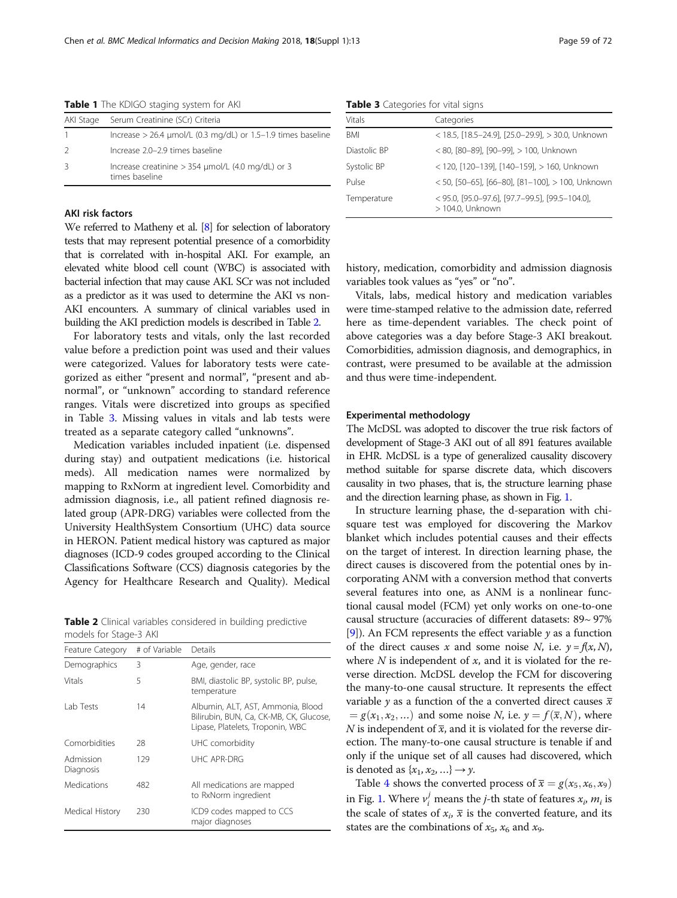**Table 1** The KDIGO staging system for AKI

| AKI Stage | Serum Creatinine (SCr) Criteria |
|---|---|
| 1 | Increase > 26.4 μmol/L (0.3 mg/dL) or 1.5–1.9 times baseline |
| 2 | Increase 2.0–2.9 times baseline |
| 3 | Increase creatinine > 354 μmol/L (4.0 mg/dL) or 3 times baseline |

### AKI risk factors

We referred to Matheny et al. [8] for selection of laboratory tests that may represent potential presence of a comorbidity that is correlated with in-hospital AKI. For example, an elevated white blood cell count (WBC) is associated with bacterial infection that may cause AKI. SCr was not included as a predictor as it was used to determine the AKI vs non-AKI encounters. A summary of clinical variables used in building the AKI prediction models is described in Table 2.

For laboratory tests and vitals, only the last recorded value before a prediction point was used and their values were categorized. Values for laboratory tests were categorized as either "present and normal", "present and abnormal", or "unknown" according to standard reference ranges. Vitals were discretized into groups as specified in Table 3. Missing values in vitals and lab tests were treated as a separate category called "unknowns".

Medication variables included inpatient (i.e. dispensed during stay) and outpatient medications (i.e. historical meds). All medication names were normalized by mapping to RxNorm at ingredient level. Comorbidity and admission diagnosis, i.e., all patient refined diagnosis related group (APR-DRG) variables were collected from the University HealthSystem Consortium (UHC) data source in HERON. Patient medical history was captured as major diagnoses (ICD-9 codes grouped according to the Clinical Classifications Software (CCS) diagnosis categories by the Agency for Healthcare Research and Quality). Medical history, medication, comorbidity and admission diagnosis variables took values as "yes" or "no".

**Table 2** Clinical variables considered in building predictive models for Stage-3 AKI

| Feature Category | # of Variable | Details |
|---|---|---|
| Demographics | 3 | Age, gender, race |
| Vitals | 5 | BMI, diastolic BP, systolic BP, pulse, temperature |
| Lab Tests | 14 | Albumin, ALT, AST, Ammonia, Blood Bilirubin, BUN, Ca, CK-MB, CK, Glucose, Lipase, Platelets, Troponin, WBC |
| Comorbidities | 28 | UHC comorbidity |
| Admission Diagnosis | 129 | UHC APR-DRG |
| Medications | 482 | All medications are mapped to RxNorm ingredient |
| Medical History | 230 | ICD9 codes mapped to CCS major diagnoses |

**Table 3** Categories for vital signs

| Vitals | Categories |
|---|---|
| BMI | < 18.5, [18.5–24.9], [25.0–29.9], > 30.0, Unknown |
| Diastolic BP | < 80, [80–89], [90–99], > 100, Unknown |
| Systolic BP | < 120, [120–139], [140–159], > 160, Unknown |
| Pulse | < 50, [50–65], [66–80], [81–100], > 100, Unknown |
| Temperature | < 95.0, [95.0–97.6], [97.7–99.5], [99.5–104.0], > 104.0, Unknown |

Vitals, labs, medical history and medication variables were time-stamped relative to the admission date, referred here as time-dependent variables. The check point of above categories was a day before Stage-3 AKI breakout. Comorbidities, admission diagnosis, and demographics, in contrast, were presumed to be available at the admission and thus were time-independent.

### Experimental methodology

The McDSL was adopted to discover the true risk factors of development of Stage-3 AKI out of all 891 features available in EHR. McDSL is a type of generalized causality discovery method suitable for sparse discrete data, which discovers causality in two phases, that is, the structure learning phase and the direction learning phase, as shown in Fig. 1.

In structure learning phase, the d-separation with chi-square test was employed for discovering the Markov blanket which includes potential causes and their effects on the target of interest. In direction learning phase, the direct causes is discovered from the potential ones by incorporating ANM with a conversion method that converts several features into one, as ANM is a nonlinear functional causal model (FCM) yet only works on one-to-one causal structure (accuracies of different datasets: 89~ 97% [9]). An FCM represents the effect variable $y$ as a function of the direct causes $x$ and some noise $N$, i.e. $y = f(x, N)$, where $N$ is independent of $x$, and it is violated for the reverse direction. McDSL develop the FCM for discovering the many-to-one causal structure. It represents the effect variable $y$ as a function of the a converted direct causes $\overline{x} = g(x_1, x_2, \ldots)$ and some noise $N$, i.e. $y = f(\overline{x}, N)$, where $N$ is independent of $\overline{x}$, and it is violated for the reverse direction. The many-to-one causal structure is tenable if and only if the unique set of all causes had discovered, which is denoted as $\{x_1, x_2, \ldots\} \rightarrow y$.

Table 4 shows the converted process of $\overline{x} = g(x_5, x_6, x_9)$ in Fig. 1. Where $v_i^j$ means the $j$-th state of features $x_i$, $m_i$ is the scale of states of $x_i$, $\overline{x}$ is the converted feature, and its states are the combinations of $x_5$, $x_6$ and $x_9$.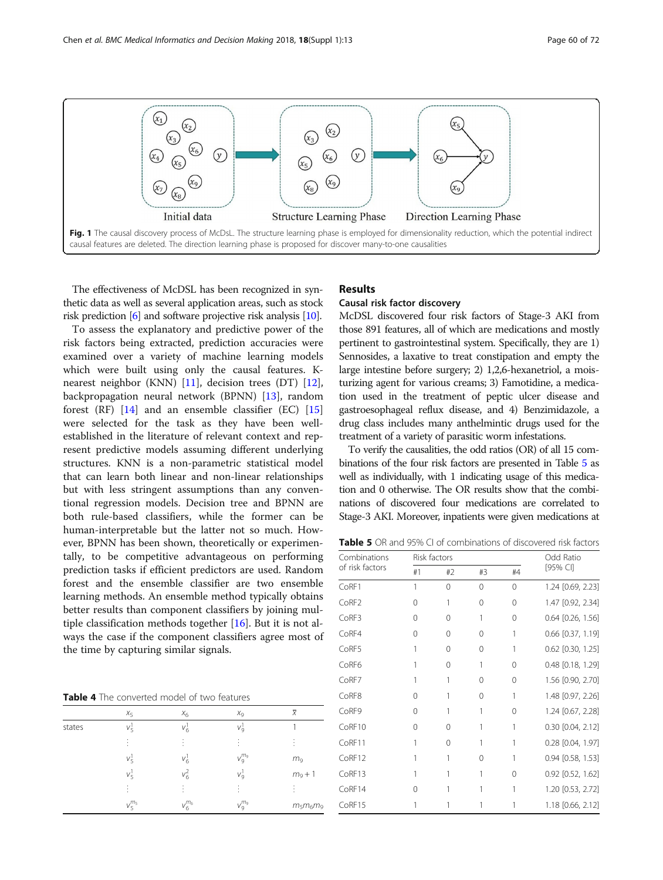Fig. 1 The causal discovery process of McDsL. The structure learning phase is employed for dimensionality reduction, which the potential indirect causal features are deleted. The direction learning phase is proposed for discover many-to-one causalities

The effectiveness of McDSL has been recognized in synthetic data as well as several application areas, such as stock risk prediction [6] and software projective risk analysis [10].

To assess the explanatory and predictive power of the risk factors being extracted, prediction accuracies were examined over a variety of machine learning models which were built using only the causal features. K-nearest neighbor (KNN) [11], decision trees (DT) [12], backpropagation neural network (BPNN) [13], random forest (RF) [14] and an ensemble classifier (EC) [15] were selected for the task as they have been well-established in the literature of relevant context and represent predictive models assuming different underlying structures. KNN is a non-parametric statistical model that can learn both linear and non-linear relationships but with less stringent assumptions than any conventional regression models. Decision tree and BPNN are both rule-based classifiers, while the former can be human-interpretable but the latter not so much. However, BPNN has been shown, theoretically or experimentally, to be competitive advantageous on performing prediction tasks if efficient predictors are used. Random forest and the ensemble classifier are two ensemble learning methods. An ensemble method typically obtains better results than component classifiers by joining multiple classification methods together [16]. But it is not always the case if the component classifiers agree most of the time by capturing similar signals.

**Table 4** The converted model of two features

| | $x_5$ | $x_6$ | $x_9$ | $\bar{x}$ |
|---|---|---|---|---|
| states | $v_5^1$ | $v_6^1$ | $v_9^1$ | 1 |
| | $\vdots$ | $\vdots$ | $\vdots$ | $\vdots$ |
| | $v_5^1$ | $v_6^1$ | $v_9^{m_9}$ | $m_9$ |
| | $v_5^1$ | $v_6^2$ | $v_9^1$ | $m_9+1$ |
| | $\vdots$ | $\vdots$ | $\vdots$ | $\vdots$ |
| | $v_5^{m_5}$ | $v_6^{m_6}$ | $v_9^{m_9}$ | $m_5m_6m_9$ |

## Results

### Causal risk factor discovery

McDSL discovered four risk factors of Stage-3 AKI from those 891 features, all of which are medications and mostly pertinent to gastrointestinal system. Specifically, they are 1) Sennosides, a laxative to treat constipation and empty the large intestine before surgery; 2) 1,2,6-hexanetriol, a moisturizing agent for various creams; 3) Famotidine, a medication used in the treatment of peptic ulcer disease and gastroesophageal reflux disease, and 4) Benzimidazole, a drug class includes many anthelmintic drugs used for the treatment of a variety of parasitic worm infestations.

To verify the causalities, the odd ratios (OR) of all 15 combinations of the four risk factors are presented in Table 5 as well as individually, with 1 indicating usage of this medication and 0 otherwise. The OR results show that the combinations of discovered four medications are correlated to Stage-3 AKI. Moreover, inpatients were given medications at

**Table 5** OR and 95% CI of combinations of discovered risk factors

| Combinations of risk factors | Risk factors | | | | Odd Ratio [95% CI] |
|---|---|---|---|---|---|
| | #1 | #2 | #3 | #4 | |
| CoRF1 | 1 | 0 | 0 | 0 | 1.24 [0.69, 2.23] |
| CoRF2 | 0 | 1 | 0 | 0 | 1.47 [0.92, 2.34] |
| CoRF3 | 0 | 0 | 1 | 0 | 0.64 [0.26, 1.56] |
| CoRF4 | 0 | 0 | 0 | 1 | 0.66 [0.37, 1.19] |
| CoRF5 | 1 | 0 | 0 | 1 | 0.62 [0.30, 1.25] |
| CoRF6 | 1 | 0 | 1 | 0 | 0.48 [0.18, 1.29] |
| CoRF7 | 1 | 1 | 0 | 0 | 1.56 [0.90, 2.70] |
| CoRF8 | 0 | 1 | 0 | 1 | 1.48 [0.97, 2.26] |
| CoRF9 | 0 | 1 | 1 | 0 | 1.24 [0.67, 2.28] |
| CoRF10 | 0 | 0 | 1 | 1 | 0.30 [0.04, 2.12] |
| CoRF11 | 1 | 0 | 1 | 1 | 0.28 [0.04, 1.97] |
| CoRF12 | 1 | 1 | 0 | 1 | 0.94 [0.58, 1.53] |
| CoRF13 | 1 | 1 | 1 | 0 | 0.92 [0.52, 1.62] |
| CoRF14 | 0 | 1 | 1 | 1 | 1.20 [0.53, 2.72] |
| CoRF15 | 1 | 1 | 1 | 1 | 1.18 [0.66, 2.12] |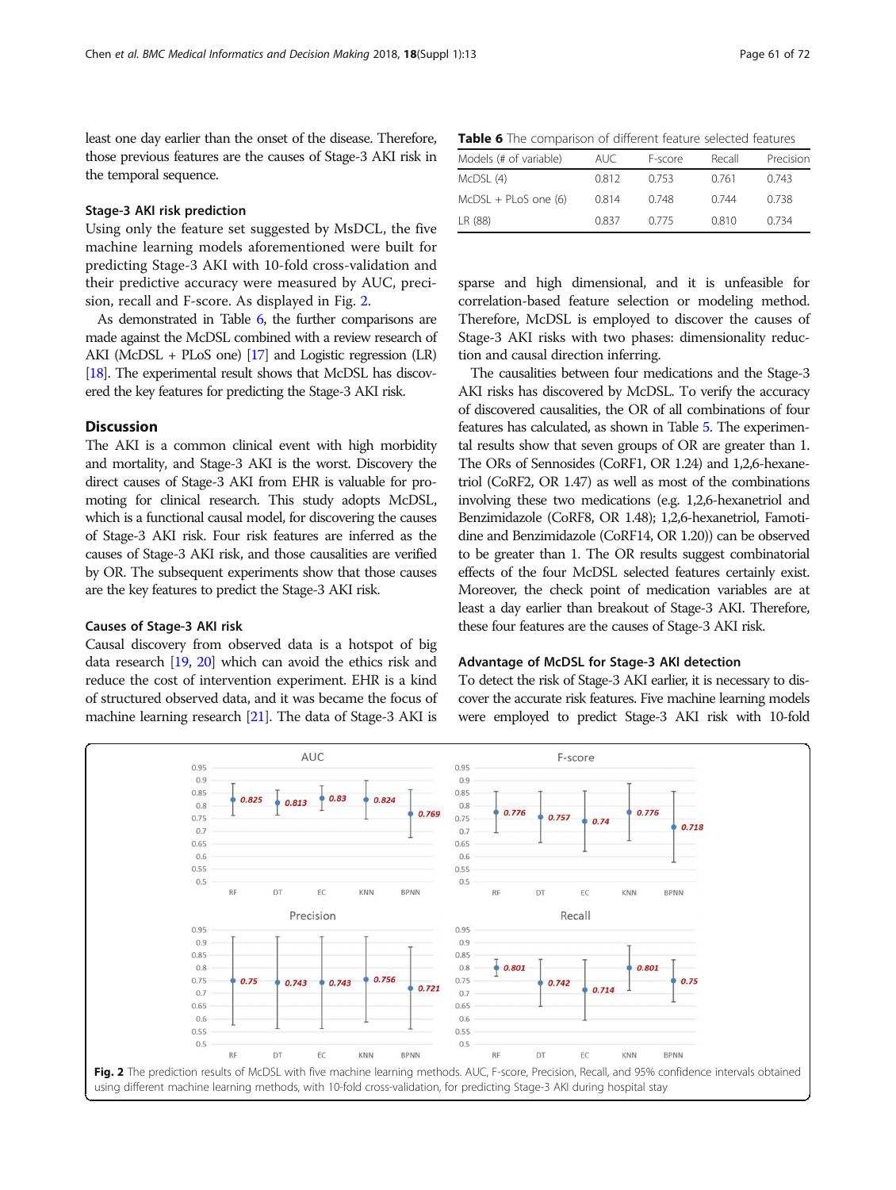least one day earlier than the onset of the disease. Therefore, those previous features are the causes of Stage-3 AKI risk in the temporal sequence.

### Stage-3 AKI risk prediction

Using only the feature set suggested by MsDCL, the five machine learning models aforementioned were built for predicting Stage-3 AKI with 10-fold cross-validation and their predictive accuracy were measured by AUC, precision, recall and F-score. As displayed in Fig. 2.

As demonstrated in Table 6, the further comparisons are made against the McDSL combined with a review research of AKI (McDSL + PLoS one) [17] and Logistic regression (LR) [18]. The experimental result shows that McDSL has discovered the key features for predicting the Stage-3 AKI risk.

## Discussion

The AKI is a common clinical event with high morbidity and mortality, and Stage-3 AKI is the worst. Discovery the direct causes of Stage-3 AKI from EHR is valuable for promoting for clinical research. This study adopts McDSL, which is a functional causal model, for discovering the causes of Stage-3 AKI risk. Four risk features are inferred as the causes of Stage-3 AKI risk, and those causalities are verified by OR. The subsequent experiments show that those causes are the key features to predict the Stage-3 AKI risk.

### Causes of Stage-3 AKI risk

Causal discovery from observed data is a hotspot of big data research [19, 20] which can avoid the ethics risk and reduce the cost of intervention experiment. EHR is a kind of structured observed data, and it was became the focus of machine learning research [21]. The data of Stage-3 AKI is sparse and high dimensional, and it is unfeasible for correlation-based feature selection or modeling method. Therefore, McDSL is employed to discover the causes of Stage-3 AKI risks with two phases: dimensionality reduction and causal direction inferring.

The causalities between four medications and the Stage-3 AKI risks has discovered by McDSL. To verify the accuracy of discovered causalities, the OR of all combinations of four features has calculated, as shown in Table 5. The experimental results show that seven groups of OR are greater than 1. The ORs of Sennosides (CoRF1, OR 1.24) and 1,2,6-hexanetriol (CoRF2, OR 1.47) as well as most of the combinations involving these two medications (e.g. 1,2,6-hexanetriol and Benzimidazole (CoRF8, OR 1.48); 1,2,6-hexanetriol, Famotidine and Benzimidazole (CoRF14, OR 1.20)) can be observed to be greater than 1. The OR results suggest combinatorial effects of the four McDSL selected features certainly exist. Moreover, the check point of medication variables are at least a day earlier than breakout of Stage-3 AKI. Therefore, these four features are the causes of Stage-3 AKI risk.

**Table 6** The comparison of different feature selected features

| Models (# of variable) | AUC | F-score | Recall | Precision |
|---|---|---|---|---|
| McDSL (4) | 0.812 | 0.753 | 0.761 | 0.743 |
| McDSL + PLoS one (6) | 0.814 | 0.748 | 0.744 | 0.738 |
| LR (88) | 0.837 | 0.775 | 0.810 | 0.734 |

### Advantage of McDSL for Stage-3 AKI detection

To detect the risk of Stage-3 AKI earlier, it is necessary to discover the accurate risk features. Five machine learning models were employed to predict Stage-3 AKI risk with 10-fold

**Fig. 2** The prediction results of McDSL with five machine learning methods. AUC, F-score, Precision, Recall, and 95% confidence intervals obtained using different machine learning methods, with 10-fold cross-validation, for predicting Stage-3 AKI during hospital stay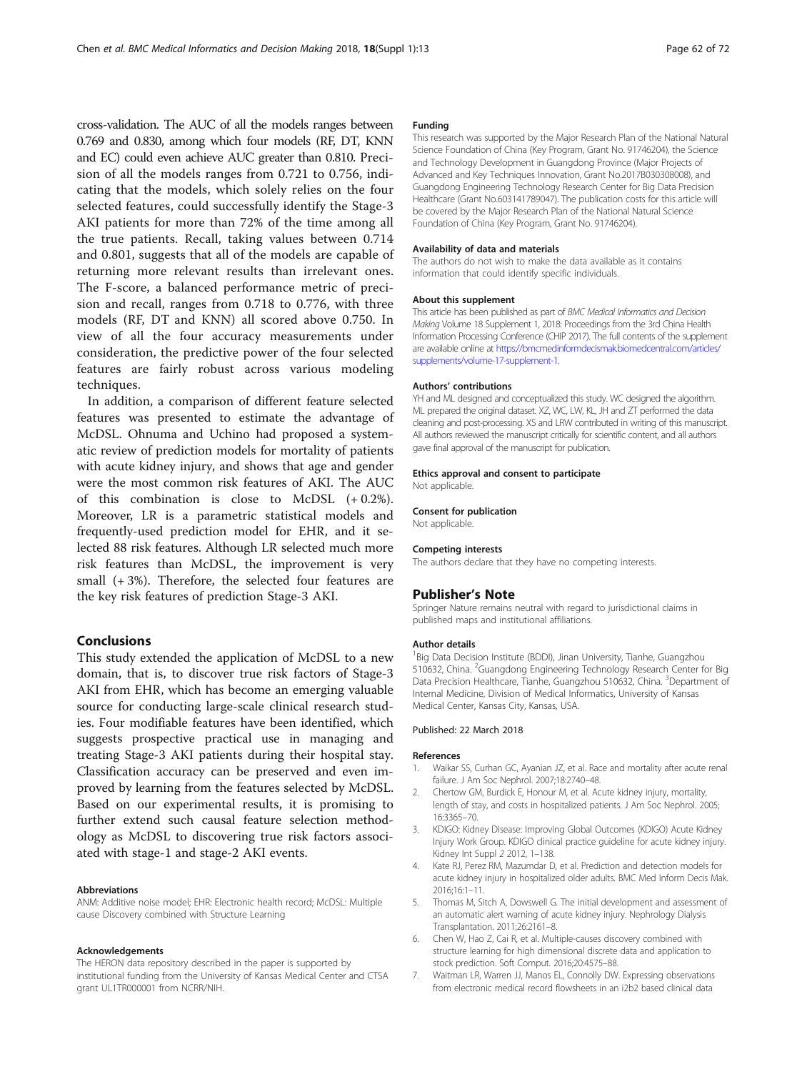cross-validation. The AUC of all the models ranges between 0.769 and 0.830, among which four models (RF, DT, KNN and EC) could even achieve AUC greater than 0.810. Precision of all the models ranges from 0.721 to 0.756, indicating that the models, which solely relies on the four selected features, could successfully identify the Stage-3 AKI patients for more than 72% of the time among all the true patients. Recall, taking values between 0.714 and 0.801, suggests that all of the models are capable of returning more relevant results than irrelevant ones. The F-score, a balanced performance metric of precision and recall, ranges from 0.718 to 0.776, with three models (RF, DT and KNN) all scored above 0.750. In view of all the four accuracy measurements under consideration, the predictive power of the four selected features are fairly robust across various modeling techniques.

In addition, a comparison of different feature selected features was presented to estimate the advantage of McDSL. Ohnuma and Uchino had proposed a systematic review of prediction models for mortality of patients with acute kidney injury, and shows that age and gender were the most common risk features of AKI. The AUC of this combination is close to McDSL (+ 0.2%). Moreover, LR is a parametric statistical models and frequently-used prediction model for EHR, and it selected 88 risk features. Although LR selected much more risk features than McDSL, the improvement is very small (+ 3%). Therefore, the selected four features are the key risk features of prediction Stage-3 AKI.

## Conclusions

This study extended the application of McDSL to a new domain, that is, to discover true risk factors of Stage-3 AKI from EHR, which has become an emerging valuable source for conducting large-scale clinical research studies. Four modifiable features have been identified, which suggests prospective practical use in managing and treating Stage-3 AKI patients during their hospital stay. Classification accuracy can be preserved and even improved by learning from the features selected by McDSL. Based on our experimental results, it is promising to further extend such causal feature selection methodology as McDSL to discovering true risk factors associated with stage-1 and stage-2 AKI events.

#### Abbreviations

ANM: Additive noise model; EHR: Electronic health record; McDSL: Multiple cause Discovery combined with Structure Learning

#### Acknowledgements

The HERON data repository described in the paper is supported by institutional funding from the University of Kansas Medical Center and CTSA grant UL1TR000001 from NCRR/NIH.

#### Funding

This research was supported by the Major Research Plan of the National Natural Science Foundation of China (Key Program, Grant No. 91746204), the Science and Technology Development in Guangdong Province (Major Projects of Advanced and Key Techniques Innovation, Grant No.2017B030308008), and Guangdong Engineering Technology Research Center for Big Data Precision Healthcare (Grant No.603141789047). The publication costs for this article will be covered by the Major Research Plan of the National Natural Science Foundation of China (Key Program, Grant No. 91746204).

#### Availability of data and materials

The authors do not wish to make the data available as it contains information that could identify specific individuals.

#### About this supplement

This article has been published as part of *BMC Medical Informatics and Decision Making* Volume 18 Supplement 1, 2018: Proceedings from the 3rd China Health Information Processing Conference (CHIP 2017). The full contents of the supplement are available online at https://bmcmedinformdecismak.biomedcentral.com/articles/supplements/volume-17-supplement-1.

#### Authors' contributions

YH and ML designed and conceptualized this study. WC designed the algorithm. ML prepared the original dataset. XZ, WC, LW, KL, JH and ZT performed the data cleaning and post-processing. XS and LRW contributed in writing of this manuscript. All authors reviewed the manuscript critically for scientific content, and all authors gave final approval of the manuscript for publication.

#### Ethics approval and consent to participate

Not applicable.

#### Consent for publication

Not applicable.

#### Competing interests

The authors declare that they have no competing interests.

### Publisher's Note

Springer Nature remains neutral with regard to jurisdictional claims in published maps and institutional affiliations.

#### Author details

[1]Big Data Decision Institute (BDDI), Jinan University, Tianhe, Guangzhou 510632, China. [2]Guangdong Engineering Technology Research Center for Big Data Precision Healthcare, Tianhe, Guangzhou 510632, China. [3]Department of Internal Medicine, Division of Medical Informatics, University of Kansas Medical Center, Kansas City, Kansas, USA.

Published: 22 March 2018

#### References

1. Waikar SS, Curhan GC, Ayanian JZ, et al. Race and mortality after acute renal failure. J Am Soc Nephrol. 2007;18:2740–48.
2. Chertow GM, Burdick E, Honour M, et al. Acute kidney injury, mortality, length of stay, and costs in hospitalized patients. J Am Soc Nephrol. 2005; 16:3365–70.
3. KDIGO: Kidney Disease: Improving Global Outcomes (KDIGO) Acute Kidney Injury Work Group. KDIGO clinical practice guideline for acute kidney injury. Kidney Int Suppl *2* 2012, 1–138.
4. Kate RJ, Perez RM, Mazumdar D, et al. Prediction and detection models for acute kidney injury in hospitalized older adults. BMC Med Inform Decis Mak. 2016;16:1–11.
5. Thomas M, Sitch A, Dowswell G. The initial development and assessment of an automatic alert warning of acute kidney injury. Nephrology Dialysis Transplantation. 2011;26:2161–8.
6. Chen W, Hao Z, Cai R, et al. Multiple-causes discovery combined with structure learning for high dimensional discrete data and application to stock prediction. Soft Comput. 2016;20:4575–88.
7. Waitman LR, Warren JJ, Manos EL, Connolly DW. Expressing observations from electronic medical record flowsheets in an i2b2 based clinical data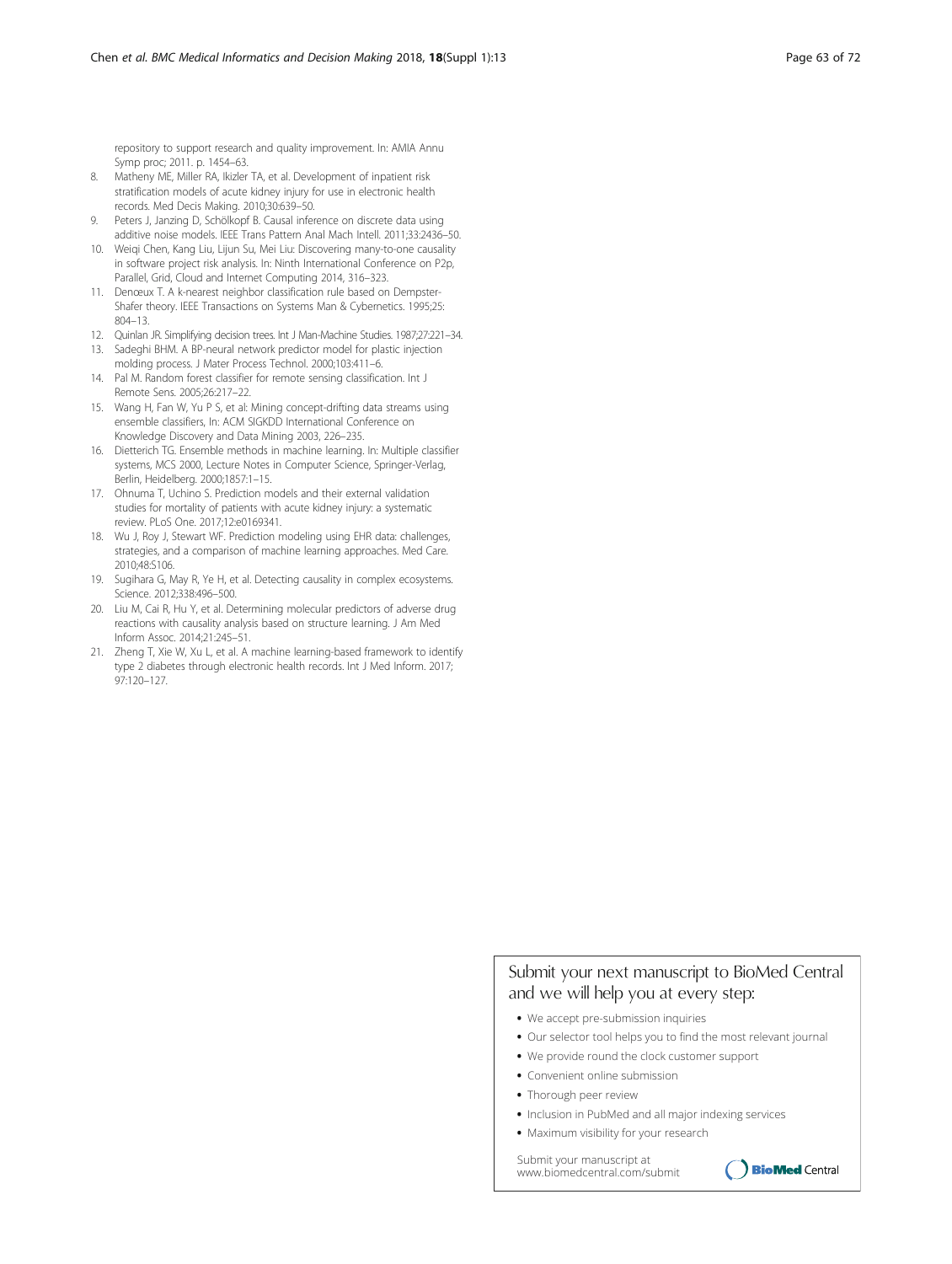repository to support research and quality improvement. In: AMIA Annu Symp proc; 2011. p. 1454–63.

8. Matheny ME, Miller RA, Ikizler TA, et al. Development of inpatient risk stratification models of acute kidney injury for use in electronic health records. Med Decis Making. 2010;30:639–50.
9. Peters J, Janzing D, Schölkopf B. Causal inference on discrete data using additive noise models. IEEE Trans Pattern Anal Mach Intell. 2011;33:2436–50.
10. Weiqi Chen, Kang Liu, Lijun Su, Mei Liu: Discovering many-to-one causality in software project risk analysis. In: Ninth International Conference on P2p, Parallel, Grid, Cloud and Internet Computing 2014, 316–323.
11. Denœux T. A k-nearest neighbor classification rule based on Dempster-Shafer theory. IEEE Transactions on Systems Man & Cybernetics. 1995;25: 804–13.
12. Quinlan JR. Simplifying decision trees. Int J Man-Machine Studies. 1987;27:221–34.
13. Sadeghi BHM. A BP-neural network predictor model for plastic injection molding process. J Mater Process Technol. 2000;103:411–6.
14. Pal M. Random forest classifier for remote sensing classification. Int J Remote Sens. 2005;26:217–22.
15. Wang H, Fan W, Yu P S, et al: Mining concept-drifting data streams using ensemble classifiers, In: ACM SIGKDD International Conference on Knowledge Discovery and Data Mining 2003, 226–235.
16. Dietterich TG. Ensemble methods in machine learning. In: Multiple classifier systems, MCS 2000, Lecture Notes in Computer Science, Springer-Verlag, Berlin, Heidelberg. 2000;1857:1–15.
17. Ohnuma T, Uchino S. Prediction models and their external validation studies for mortality of patients with acute kidney injury: a systematic review. PLoS One. 2017;12:e0169341.
18. Wu J, Roy J, Stewart WF. Prediction modeling using EHR data: challenges, strategies, and a comparison of machine learning approaches. Med Care. 2010;48:S106.
19. Sugihara G, May R, Ye H, et al. Detecting causality in complex ecosystems. Science. 2012;338:496–500.
20. Liu M, Cai R, Hu Y, et al. Determining molecular predictors of adverse drug reactions with causality analysis based on structure learning. J Am Med Inform Assoc. 2014;21:245–51.
21. Zheng T, Xie W, Xu L, et al. A machine learning-based framework to identify type 2 diabetes through electronic health records. Int J Med Inform. 2017; 97:120–127.

Submit your next manuscript to BioMed Central and we will help you at every step:

- We accept pre-submission inquiries
- Our selector tool helps you to find the most relevant journal
- We provide round the clock customer support
- Convenient online submission
- Thorough peer review
- Inclusion in PubMed and all major indexing services
- Maximum visibility for your research

Submit your manuscript at www.biomedcentral.com/submit

BioMed Central